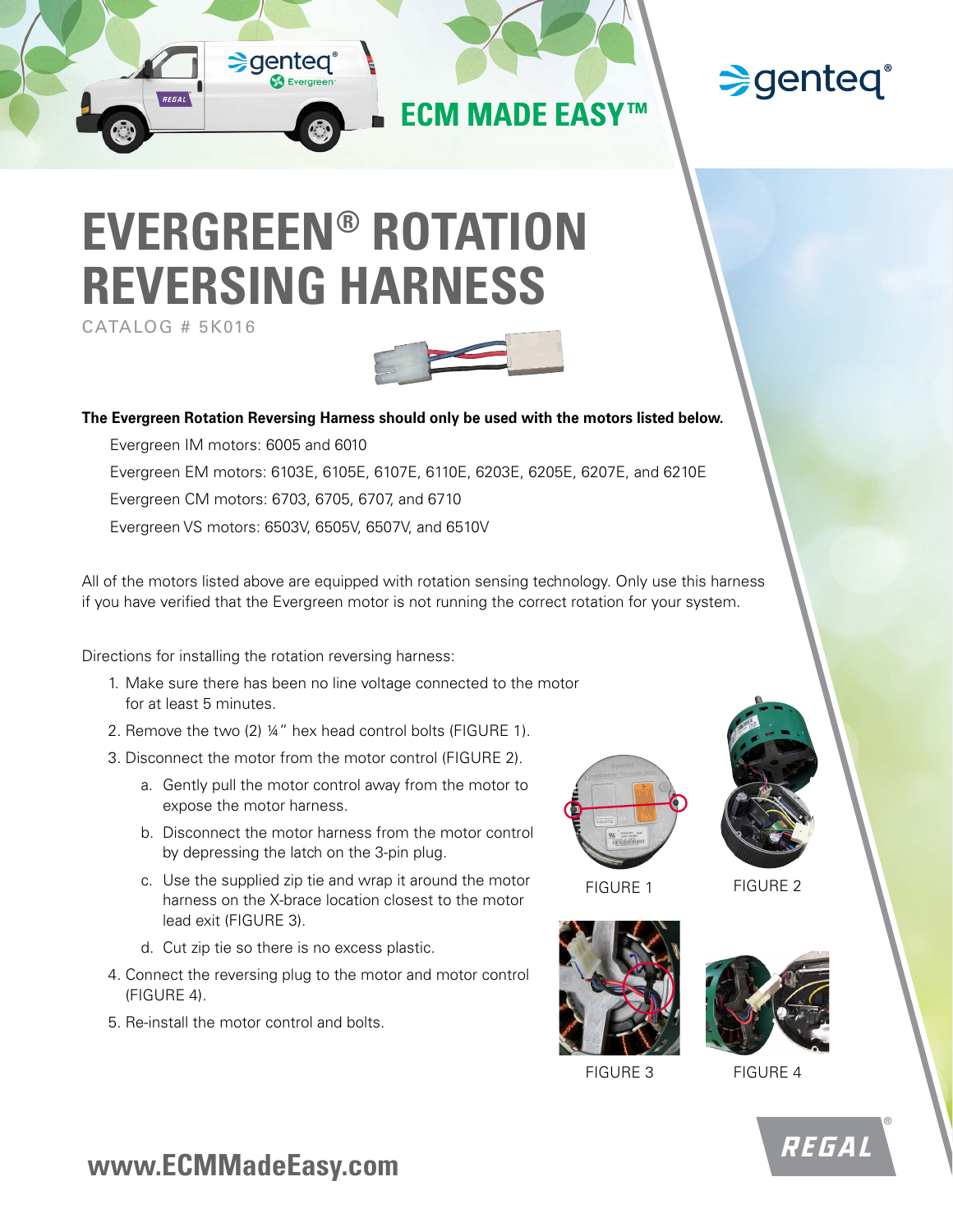genteq®

ECM MADE EASY™

# EVERGREEN® ROTATION REVERSING HARNESS

CATALOG # 5K016

**The Evergreen Rotation Reversing Harness should only be used with the motors listed below.**

Evergreen IM motors: 6005 and 6010

Evergreen EM motors: 6103E, 6105E, 6107E, 6110E, 6203E, 6205E, 6207E, and 6210E

Evergreen CM motors: 6703, 6705, 6707, and 6710

Evergreen VS motors: 6503V, 6505V, 6507V, and 6510V

All of the motors listed above are equipped with rotation sensing technology. Only use this harness if you have verified that the Evergreen motor is not running the correct rotation for your system.

Directions for installing the rotation reversing harness:

1. Make sure there has been no line voltage connected to the motor for at least 5 minutes.
2. Remove the two (2) ¼" hex head control bolts (FIGURE 1).
3. Disconnect the motor from the motor control (FIGURE 2).
   a. Gently pull the motor control away from the motor to expose the motor harness.
   b. Disconnect the motor harness from the motor control by depressing the latch on the 3-pin plug.
   c. Use the supplied zip tie and wrap it around the motor harness on the X-brace location closest to the motor lead exit (FIGURE 3).
   d. Cut zip tie so there is no excess plastic.
4. Connect the reversing plug to the motor and motor control (FIGURE 4).
5. Re-install the motor control and bolts.

FIGURE 1

FIGURE 2

FIGURE 3

FIGURE 4

**www.ECMMadeEasy.com**

REGAL®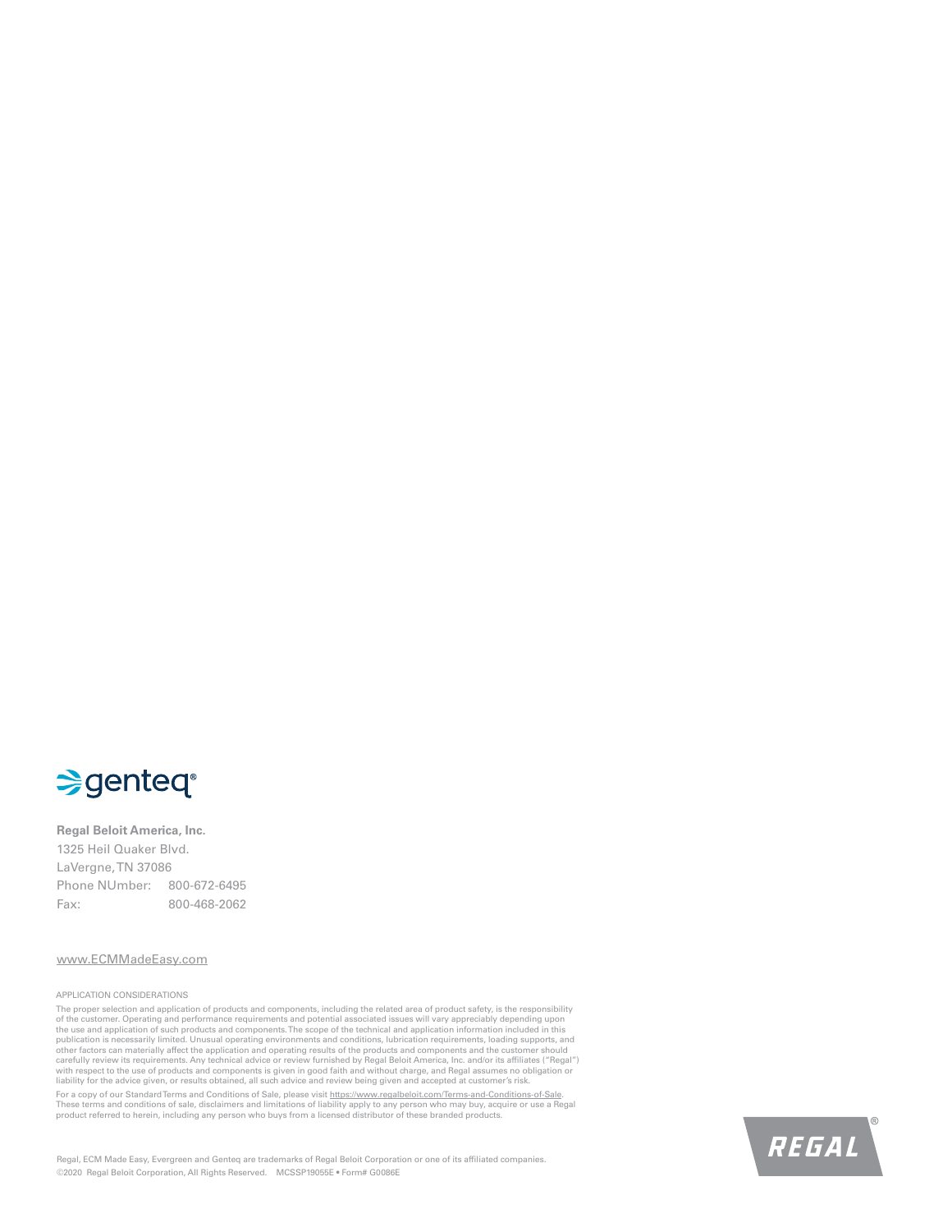genteq®

**Regal Beloit America, Inc.**
1325 Heil Quaker Blvd.
LaVergne, TN 37086
Phone NUmber: 800-672-6495
Fax: 800-468-2062

www.ECMMadeEasy.com

APPLICATION CONSIDERATIONS

The proper selection and application of products and components, including the related area of product safety, is the responsibility of the customer. Operating and performance requirements and potential associated issues will vary appreciably depending upon the use and application of such products and components. The scope of the technical and application information included in this publication is necessarily limited. Unusual operating environments and conditions, lubrication requirements, loading supports, and other factors can materially affect the application and operating results of the products and components and the customer should carefully review its requirements. Any technical advice or review furnished by Regal Beloit America, Inc. and/or its affiliates ("Regal") with respect to the use of products and components is given in good faith and without charge, and Regal assumes no obligation or liability for the advice given, or results obtained, all such advice and review being given and accepted at customer's risk.

For a copy of our Standard Terms and Conditions of Sale, please visit https://www.regalbeloit.com/Terms-and-Conditions-of-Sale. These terms and conditions of sale, disclaimers and limitations of liability apply to any person who may buy, acquire or use a Regal product referred to herein, including any person who buys from a licensed distributor of these branded products.

Regal, ECM Made Easy, Evergreen and Genteq are trademarks of Regal Beloit Corporation or one of its affiliated companies.
©2020 Regal Beloit Corporation, All Rights Reserved. MCSSP19055E • Form# G0086E

REGAL®